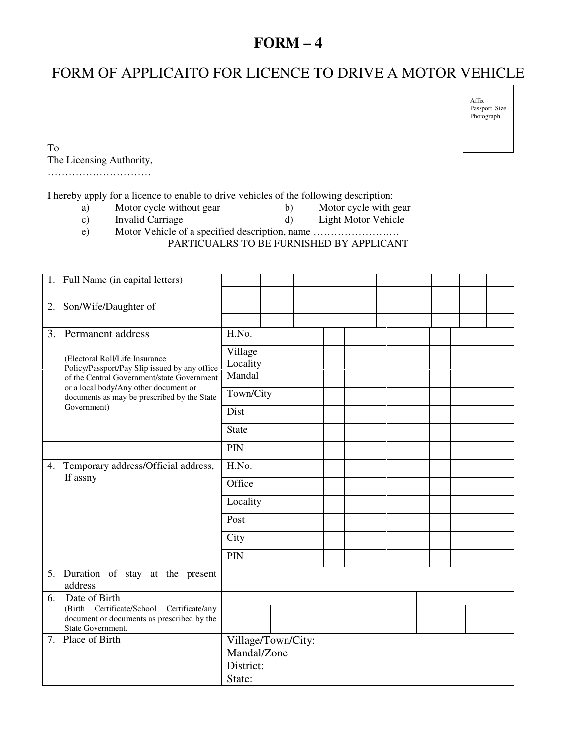# FORM – 4

## FORM OF APPLICAITO FOR LICENCE TO DRIVE A MOTOR VEHICLE

Affix Passport Size Photograph

To
The Licensing Authority,
…………………………

I hereby apply for a licence to enable to drive vehicles of the following description:

a) Motor cycle without gear   b) Motor cycle with gear
c) Invalid Carriage   d) Light Motor Vehicle
e) Motor Vehicle of a specified description, name …………………….

PARTICUALRS TO BE FURNISHED BY APPLICANT

| Field | Details |
|---|---|
| 1. Full Name (in capital letters) | |
| 2. Son/Wife/Daughter of | |
| 3. Permanent address<br>(Electoral Roll/Life Insurance Policy/Passport/Pay Slip issued by any office of the Central Government/state Government or a local body/Any other document or documents as may be prescribed by the State Government) | H.No. |
| | Village Locality |
| | Mandal |
| | Town/City |
| | Dist |
| | State |
| | PIN |
| 4. Temporary address/Official address, If assny | H.No. |
| | Office |
| | Locality |
| | Post |
| | City |
| | PIN |
| 5. Duration of stay at the present address | |
| 6. Date of Birth<br>(Birth Certificate/School Certificate/any document or documents as prescribed by the State Government. | |
| 7. Place of Birth | Village/Town/City:<br>Mandal/Zone<br>District:<br>State: |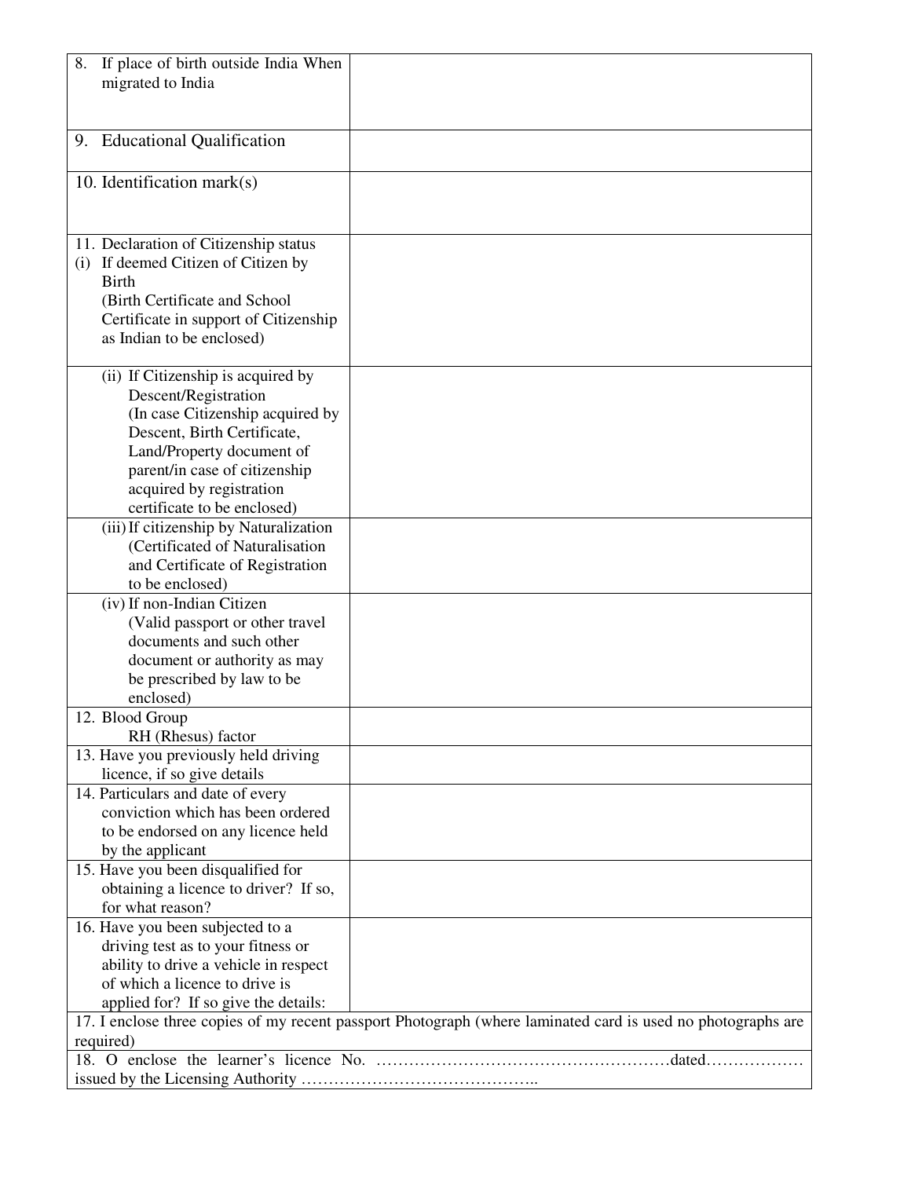| | |
|---|---|
| 8. If place of birth outside India When migrated to India | |
| 9. Educational Qualification | |
| 10. Identification mark(s) | |
| 11. Declaration of Citizenship status<br>(i) If deemed Citizen of Citizen by Birth<br>(Birth Certificate and School Certificate in support of Citizenship as Indian to be enclosed) | |
| (ii) If Citizenship is acquired by Descent/Registration<br>(In case Citizenship acquired by Descent, Birth Certificate, Land/Property document of parent/in case of citizenship acquired by registration certificate to be enclosed) | |
| (iii) If citizenship by Naturalization<br>(Certificated of Naturalisation and Certificate of Registration to be enclosed) | |
| (iv) If non-Indian Citizen<br>(Valid passport or other travel documents and such other document or authority as may be prescribed by law to be enclosed) | |
| 12. Blood Group<br>RH (Rhesus) factor | |
| 13. Have you previously held driving licence, if so give details | |
| 14. Particulars and date of every conviction which has been ordered to be endorsed on any licence held by the applicant | |
| 15. Have you been disqualified for obtaining a licence to driver? If so, for what reason? | |
| 16. Have you been subjected to a driving test as to your fitness or ability to drive a vehicle in respect of which a licence to drive is applied for? If so give the details: | |
| 17. I enclose three copies of my recent passport Photograph (where laminated card is used no photographs are required) | |
| 18. O enclose the learner's licence No. ……………………………………………dated……………… issued by the Licensing Authority …………………………………….. | |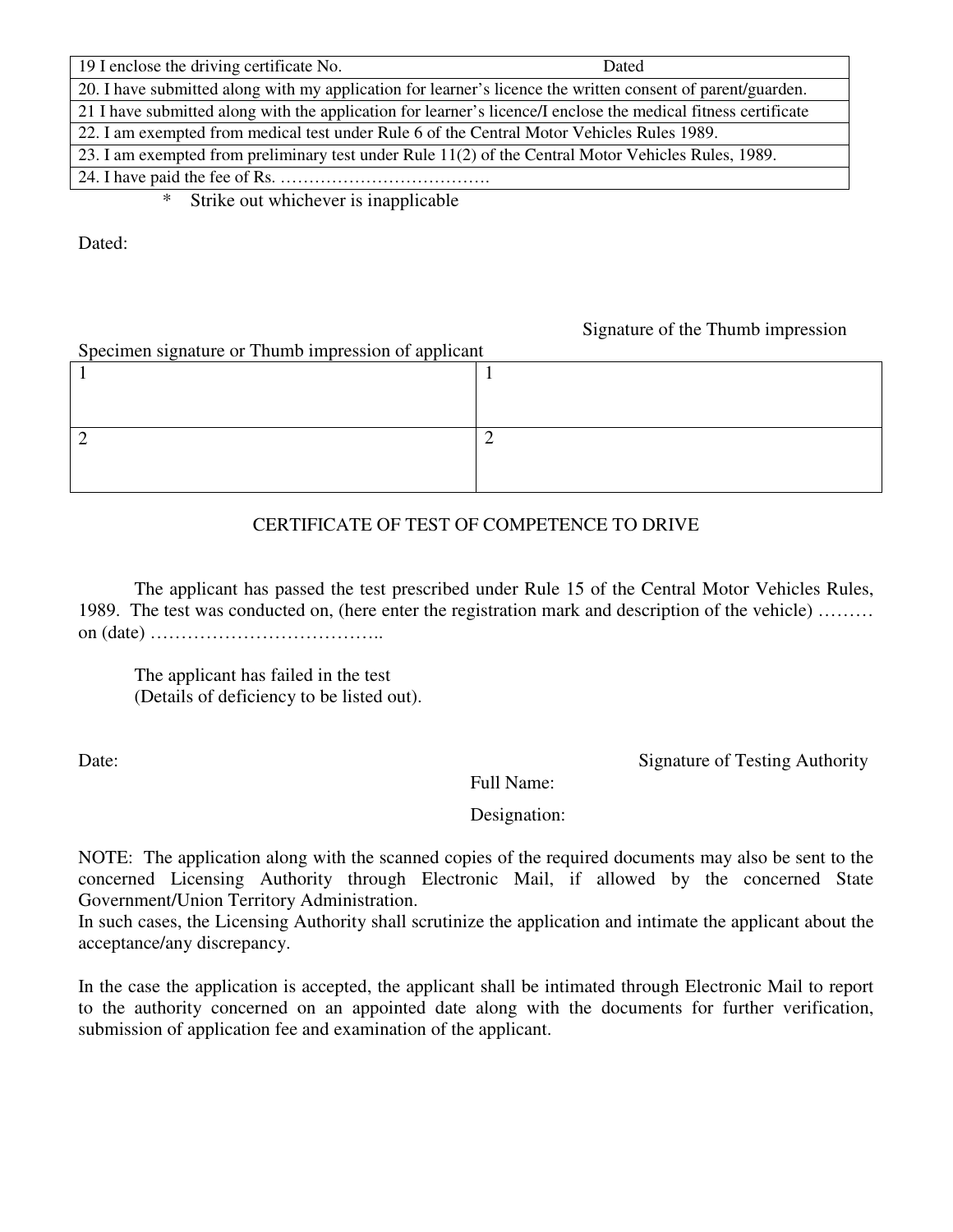| |
|---|
| 19 I enclose the driving certificate No. Dated |
| 20. I have submitted along with my application for learner's licence the written consent of parent/guarden. |
| 21 I have submitted along with the application for learner's licence/I enclose the medical fitness certificate |
| 22. I am exempted from medical test under Rule 6 of the Central Motor Vehicles Rules 1989. |
| 23. I am exempted from preliminary test under Rule 11(2) of the Central Motor Vehicles Rules, 1989. |
| 24. I have paid the fee of Rs. ………………………………. |

\* Strike out whichever is inapplicable

Dated:

Signature of the Thumb impression

Specimen signature or Thumb impression of applicant

| | |
|---|---|
| 1 | 1 |
| 2 | 2 |

## CERTIFICATE OF TEST OF COMPETENCE TO DRIVE

The applicant has passed the test prescribed under Rule 15 of the Central Motor Vehicles Rules, 1989. The test was conducted on, (here enter the registration mark and description of the vehicle) ……… on (date) ………………………………..

The applicant has failed in the test
(Details of deficiency to be listed out).

Date:

Signature of Testing Authority

Full Name:

Designation:

NOTE: The application along with the scanned copies of the required documents may also be sent to the concerned Licensing Authority through Electronic Mail, if allowed by the concerned State Government/Union Territory Administration.
In such cases, the Licensing Authority shall scrutinize the application and intimate the applicant about the acceptance/any discrepancy.

In the case the application is accepted, the applicant shall be intimated through Electronic Mail to report to the authority concerned on an appointed date along with the documents for further verification, submission of application fee and examination of the applicant.